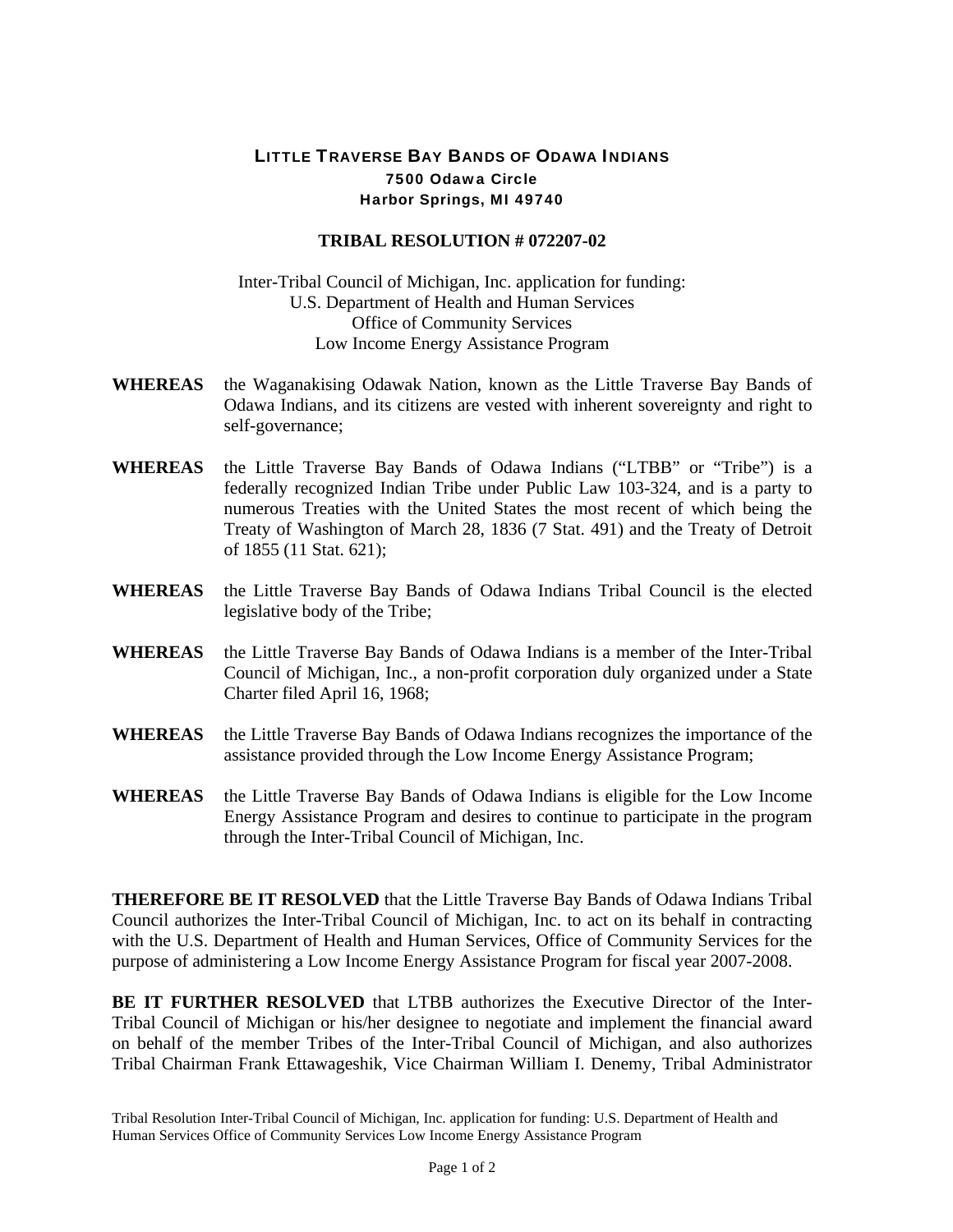# LITTLE TRAVERSE BAY BANDS OF ODAWA INDIANS

**7500 Odawa Circle**
**Harbor Springs, MI 49740**

## TRIBAL RESOLUTION # 072207-02

Inter-Tribal Council of Michigan, Inc. application for funding:
U.S. Department of Health and Human Services
Office of Community Services
Low Income Energy Assistance Program

**WHEREAS** the Waganakising Odawak Nation, known as the Little Traverse Bay Bands of Odawa Indians, and its citizens are vested with inherent sovereignty and right to self-governance;

**WHEREAS** the Little Traverse Bay Bands of Odawa Indians ("LTBB" or "Tribe") is a federally recognized Indian Tribe under Public Law 103-324, and is a party to numerous Treaties with the United States the most recent of which being the Treaty of Washington of March 28, 1836 (7 Stat. 491) and the Treaty of Detroit of 1855 (11 Stat. 621);

**WHEREAS** the Little Traverse Bay Bands of Odawa Indians Tribal Council is the elected legislative body of the Tribe;

**WHEREAS** the Little Traverse Bay Bands of Odawa Indians is a member of the Inter-Tribal Council of Michigan, Inc., a non-profit corporation duly organized under a State Charter filed April 16, 1968;

**WHEREAS** the Little Traverse Bay Bands of Odawa Indians recognizes the importance of the assistance provided through the Low Income Energy Assistance Program;

**WHEREAS** the Little Traverse Bay Bands of Odawa Indians is eligible for the Low Income Energy Assistance Program and desires to continue to participate in the program through the Inter-Tribal Council of Michigan, Inc.

**THEREFORE BE IT RESOLVED** that the Little Traverse Bay Bands of Odawa Indians Tribal Council authorizes the Inter-Tribal Council of Michigan, Inc. to act on its behalf in contracting with the U.S. Department of Health and Human Services, Office of Community Services for the purpose of administering a Low Income Energy Assistance Program for fiscal year 2007-2008.

**BE IT FURTHER RESOLVED** that LTBB authorizes the Executive Director of the Inter-Tribal Council of Michigan or his/her designee to negotiate and implement the financial award on behalf of the member Tribes of the Inter-Tribal Council of Michigan, and also authorizes Tribal Chairman Frank Ettawageshik, Vice Chairman William I. Denemy, Tribal Administrator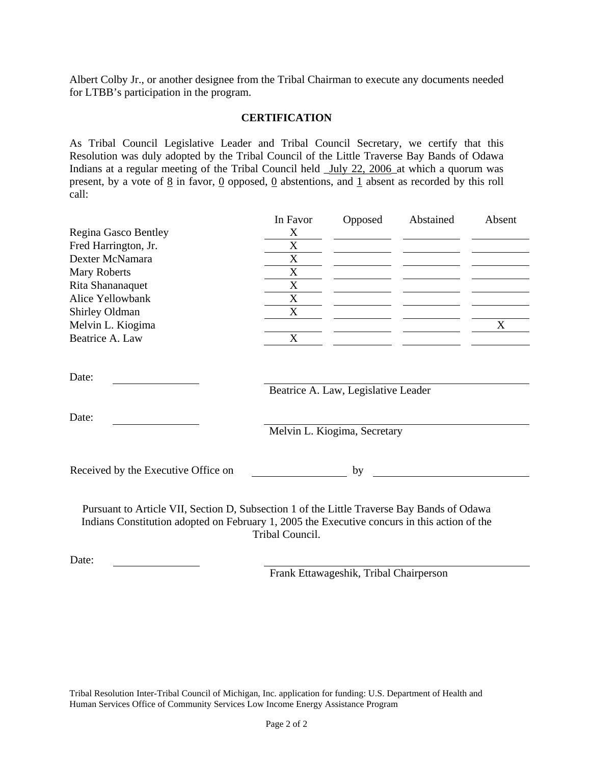Albert Colby Jr., or another designee from the Tribal Chairman to execute any documents needed for LTBB's participation in the program.

## CERTIFICATION

As Tribal Council Legislative Leader and Tribal Council Secretary, we certify that this Resolution was duly adopted by the Tribal Council of the Little Traverse Bay Bands of Odawa Indians at a regular meeting of the Tribal Council held _July 22, 2006_ at which a quorum was present, by a vote of 8 in favor, 0 opposed, 0 abstentions, and 1 absent as recorded by this roll call:

| | In Favor | Opposed | Abstained | Absent |
|---|---|---|---|---|
| Regina Gasco Bentley | X | | | |
| Fred Harrington, Jr. | X | | | |
| Dexter McNamara | X | | | |
| Mary Roberts | X | | | |
| Rita Shananaquet | X | | | |
| Alice Yellowbank | X | | | |
| Shirley Oldman | X | | | |
| Melvin L. Kiogima | | | | X |
| Beatrice A. Law | X | | | |

Date: ______________

______________________________
Beatrice A. Law, Legislative Leader

Date: ______________

______________________________
Melvin L. Kiogima, Secretary

Received by the Executive Office on ______________ by ______________________

Pursuant to Article VII, Section D, Subsection 1 of the Little Traverse Bay Bands of Odawa Indians Constitution adopted on February 1, 2005 the Executive concurs in this action of the Tribal Council.

Date: ______________

______________________________
Frank Ettawageshik, Tribal Chairperson

Tribal Resolution Inter-Tribal Council of Michigan, Inc. application for funding: U.S. Department of Health and Human Services Office of Community Services Low Income Energy Assistance Program